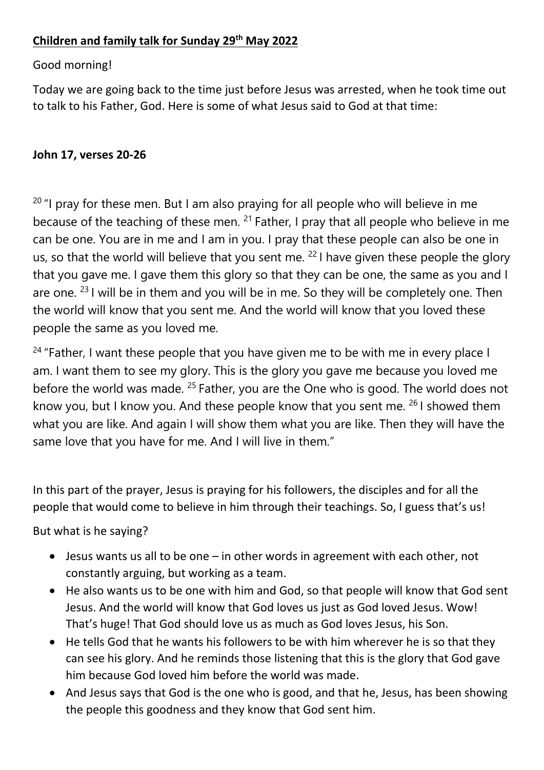**Children and family talk for Sunday 29th May 2022**

Good morning!

Today we are going back to the time just before Jesus was arrested, when he took time out to talk to his Father, God. Here is some of what Jesus said to God at that time:

**John 17, verses 20-26**

[20] "I pray for these men. But I am also praying for all people who will believe in me because of the teaching of these men. [21] Father, I pray that all people who believe in me can be one. You are in me and I am in you. I pray that these people can also be one in us, so that the world will believe that you sent me. [22] I have given these people the glory that you gave me. I gave them this glory so that they can be one, the same as you and I are one. [23] I will be in them and you will be in me. So they will be completely one. Then the world will know that you sent me. And the world will know that you loved these people the same as you loved me.

[24] "Father, I want these people that you have given me to be with me in every place I am. I want them to see my glory. This is the glory you gave me because you loved me before the world was made. [25] Father, you are the One who is good. The world does not know you, but I know you. And these people know that you sent me. [26] I showed them what you are like. And again I will show them what you are like. Then they will have the same love that you have for me. And I will live in them."

In this part of the prayer, Jesus is praying for his followers, the disciples and for all the people that would come to believe in him through their teachings. So, I guess that's us!

But what is he saying?

- Jesus wants us all to be one – in other words in agreement with each other, not constantly arguing, but working as a team.
- He also wants us to be one with him and God, so that people will know that God sent Jesus. And the world will know that God loves us just as God loved Jesus. Wow! That's huge! That God should love us as much as God loves Jesus, his Son.
- He tells God that he wants his followers to be with him wherever he is so that they can see his glory. And he reminds those listening that this is the glory that God gave him because God loved him before the world was made.
- And Jesus says that God is the one who is good, and that he, Jesus, has been showing the people this goodness and they know that God sent him.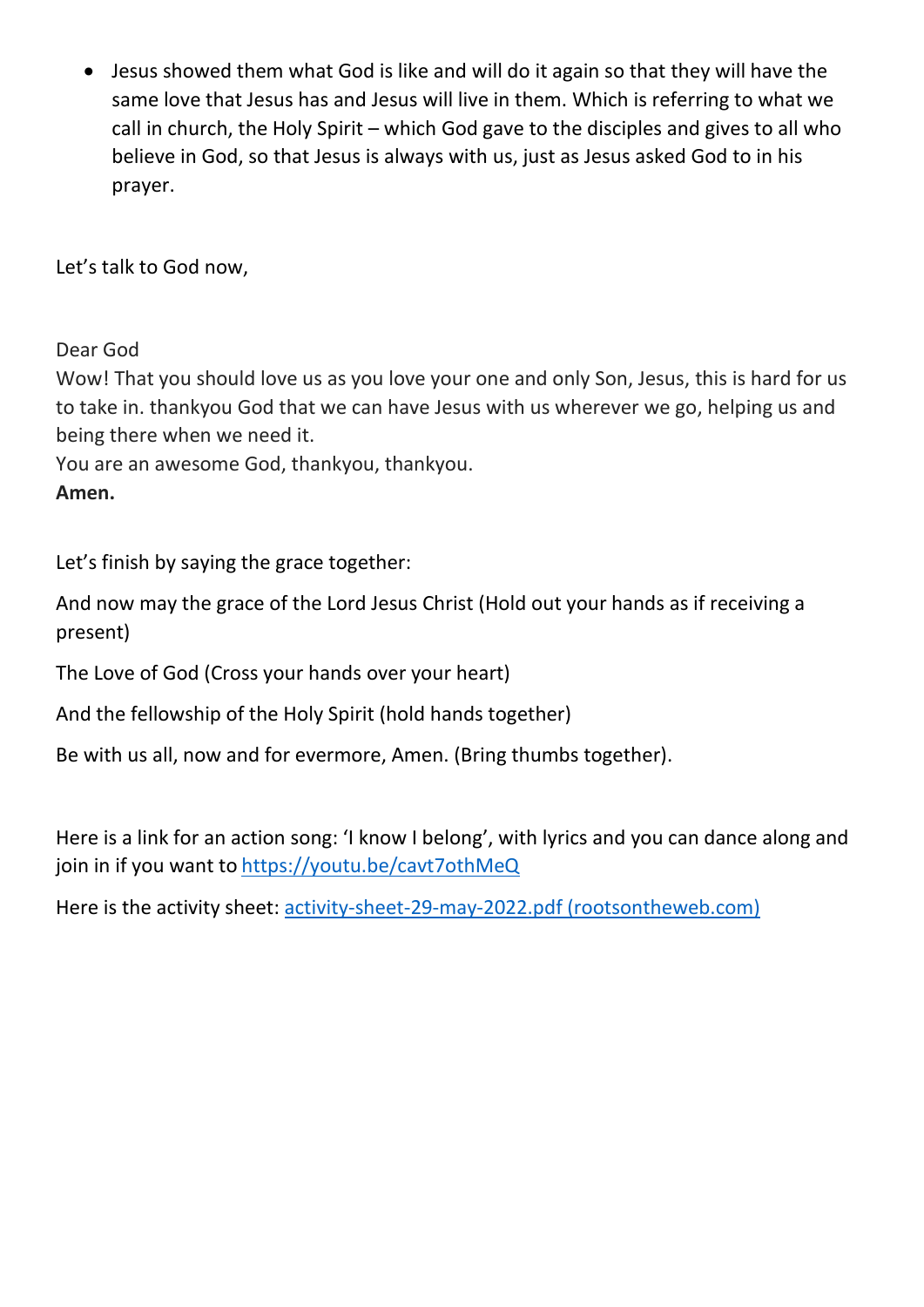- Jesus showed them what God is like and will do it again so that they will have the same love that Jesus has and Jesus will live in them. Which is referring to what we call in church, the Holy Spirit – which God gave to the disciples and gives to all who believe in God, so that Jesus is always with us, just as Jesus asked God to in his prayer.

Let's talk to God now,

Dear God
Wow! That you should love us as you love your one and only Son, Jesus, this is hard for us to take in. thankyou God that we can have Jesus with us wherever we go, helping us and being there when we need it.
You are an awesome God, thankyou, thankyou.
**Amen.**

Let's finish by saying the grace together:

And now may the grace of the Lord Jesus Christ (Hold out your hands as if receiving a present)

The Love of God (Cross your hands over your heart)

And the fellowship of the Holy Spirit (hold hands together)

Be with us all, now and for evermore, Amen. (Bring thumbs together).

Here is a link for an action song: 'I know I belong', with lyrics and you can dance along and join in if you want to https://youtu.be/cavt7othMeQ

Here is the activity sheet: activity-sheet-29-may-2022.pdf (rootsontheweb.com)